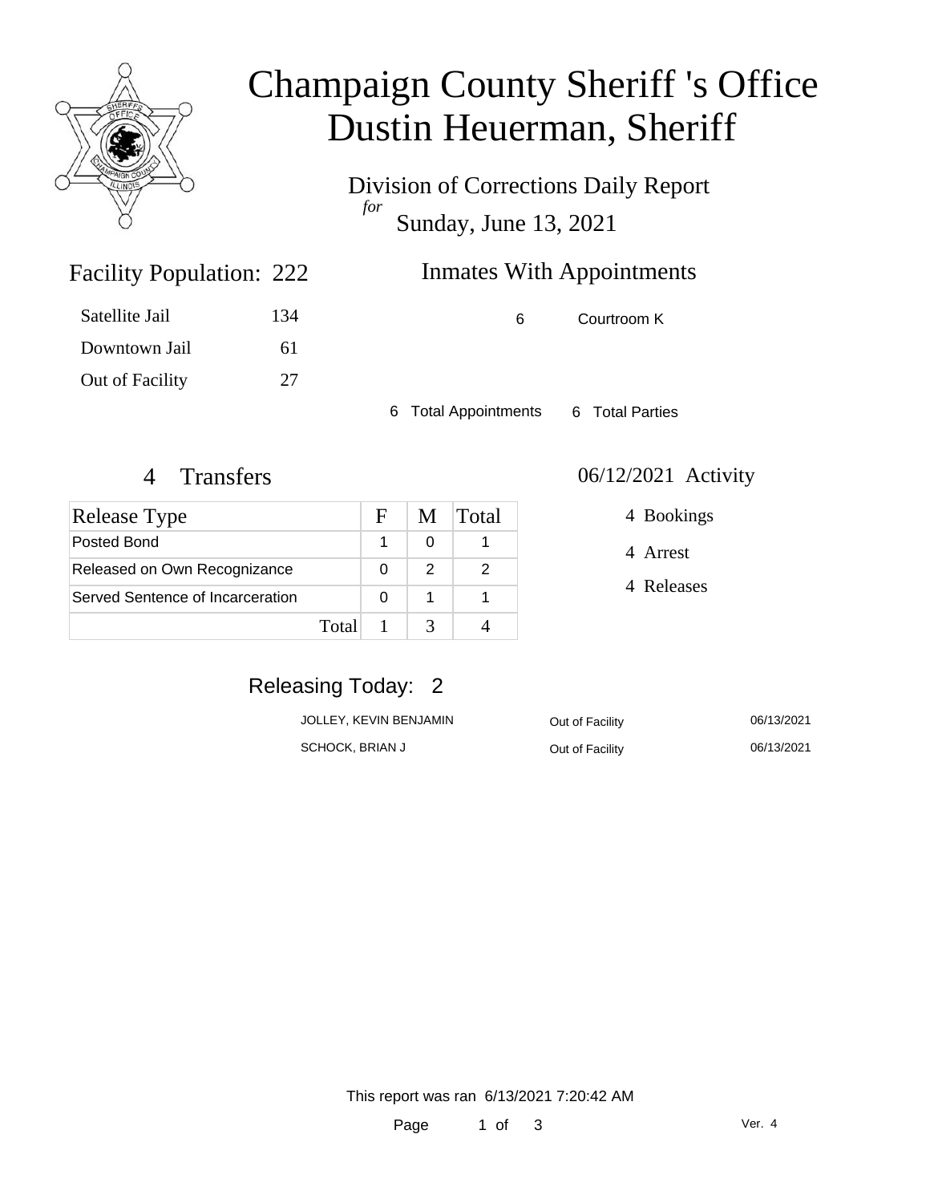# Champaign County Sheriff 's Office
# Dustin Heuerman, Sheriff

Division of Corrections Daily Report
*for*
Sunday, June 13, 2021

## Facility Population: 222

| | |
|---|---|
| Satellite Jail | 134 |
| Downtown Jail | 61 |
| Out of Facility | 27 |

## Inmates With Appointments

| | |
|---|---|
| 6 | Courtroom K |

6 Total Appointments    6 Total Parties

## 4 Transfers

| Release Type | F | M | Total |
|---|---|---|---|
| Posted Bond | 1 | 0 | 1 |
| Released on Own Recognizance | 0 | 2 | 2 |
| Served Sentence of Incarceration | 0 | 1 | 1 |
| Total | 1 | 3 | 4 |

## 06/12/2021 Activity

- 4 Bookings
- 4 Arrest
- 4 Releases

## Releasing Today: 2

| | | |
|---|---|---|
| JOLLEY, KEVIN BENJAMIN | Out of Facility | 06/13/2021 |
| SCHOCK, BRIAN J | Out of Facility | 06/13/2021 |

This report was ran 6/13/2021 7:20:42 AM

Ver. 4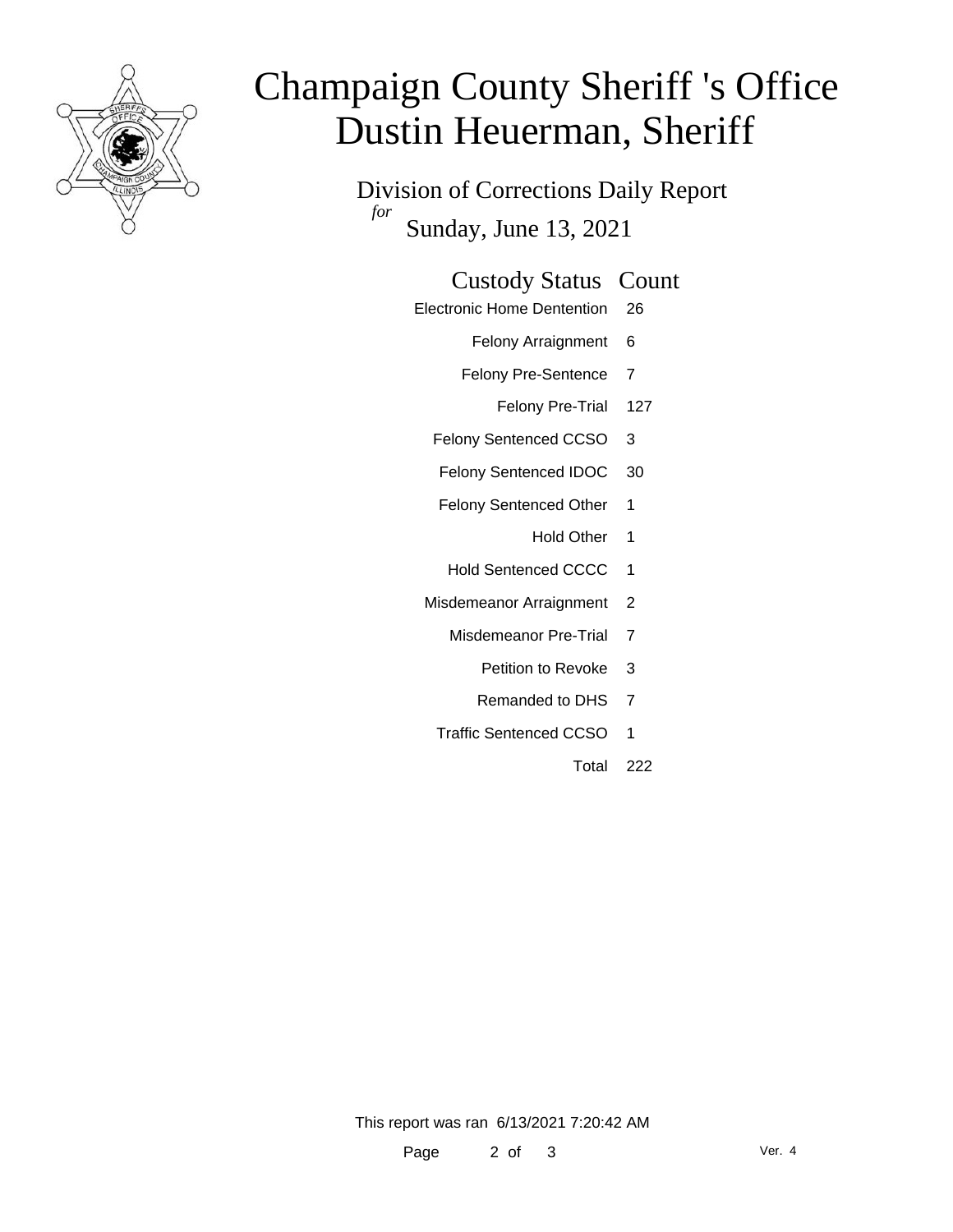# Champaign County Sheriff 's Office
# Dustin Heuerman, Sheriff

## Division of Corrections Daily Report
*for*
Sunday, June 13, 2021

| Custody Status | Count |
|---|---|
| Electronic Home Dentention | 26 |
| Felony Arraignment | 6 |
| Felony Pre-Sentence | 7 |
| Felony Pre-Trial | 127 |
| Felony Sentenced CCSO | 3 |
| Felony Sentenced IDOC | 30 |
| Felony Sentenced Other | 1 |
| Hold Other | 1 |
| Hold Sentenced CCCC | 1 |
| Misdemeanor Arraignment | 2 |
| Misdemeanor Pre-Trial | 7 |
| Petition to Revoke | 3 |
| Remanded to DHS | 7 |
| Traffic Sentenced CCSO | 1 |
| Total | 222 |

This report was ran 6/13/2021 7:20:42 AM

Ver. 4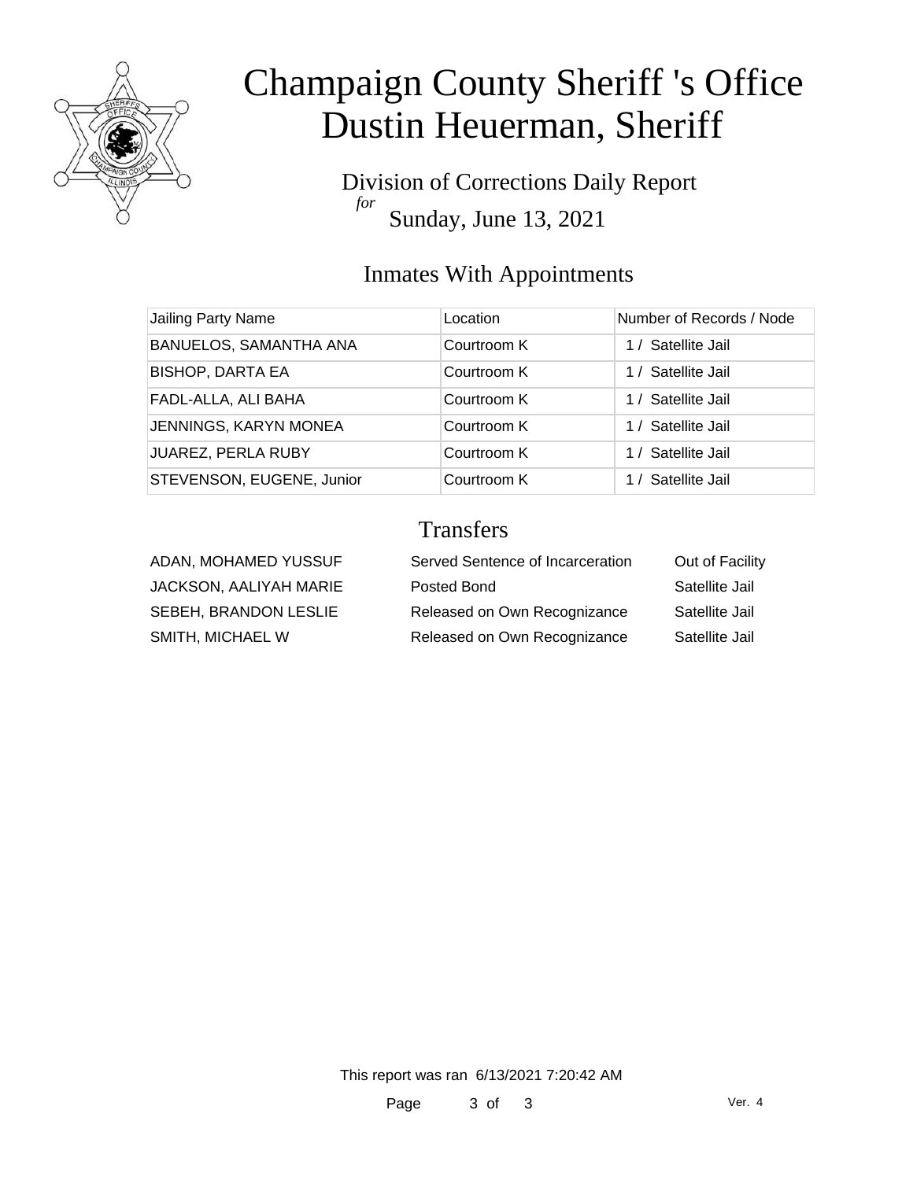# Champaign County Sheriff 's Office
# Dustin Heuerman, Sheriff

Division of Corrections Daily Report
*for*
Sunday, June 13, 2021

## Inmates With Appointments

| Jailing Party Name | Location | Number of Records / Node |
|---|---|---|
| BANUELOS, SAMANTHA ANA | Courtroom K | 1 / Satellite Jail |
| BISHOP, DARTA EA | Courtroom K | 1 / Satellite Jail |
| FADL-ALLA, ALI BAHA | Courtroom K | 1 / Satellite Jail |
| JENNINGS, KARYN MONEA | Courtroom K | 1 / Satellite Jail |
| JUAREZ, PERLA RUBY | Courtroom K | 1 / Satellite Jail |
| STEVENSON, EUGENE, Junior | Courtroom K | 1 / Satellite Jail |

## Transfers

| | | |
|---|---|---|
| ADAN, MOHAMED YUSSUF | Served Sentence of Incarceration | Out of Facility |
| JACKSON, AALIYAH MARIE | Posted Bond | Satellite Jail |
| SEBEH, BRANDON LESLIE | Released on Own Recognizance | Satellite Jail |
| SMITH, MICHAEL W | Released on Own Recognizance | Satellite Jail |

This report was ran 6/13/2021 7:20:42 AM

Ver. 4